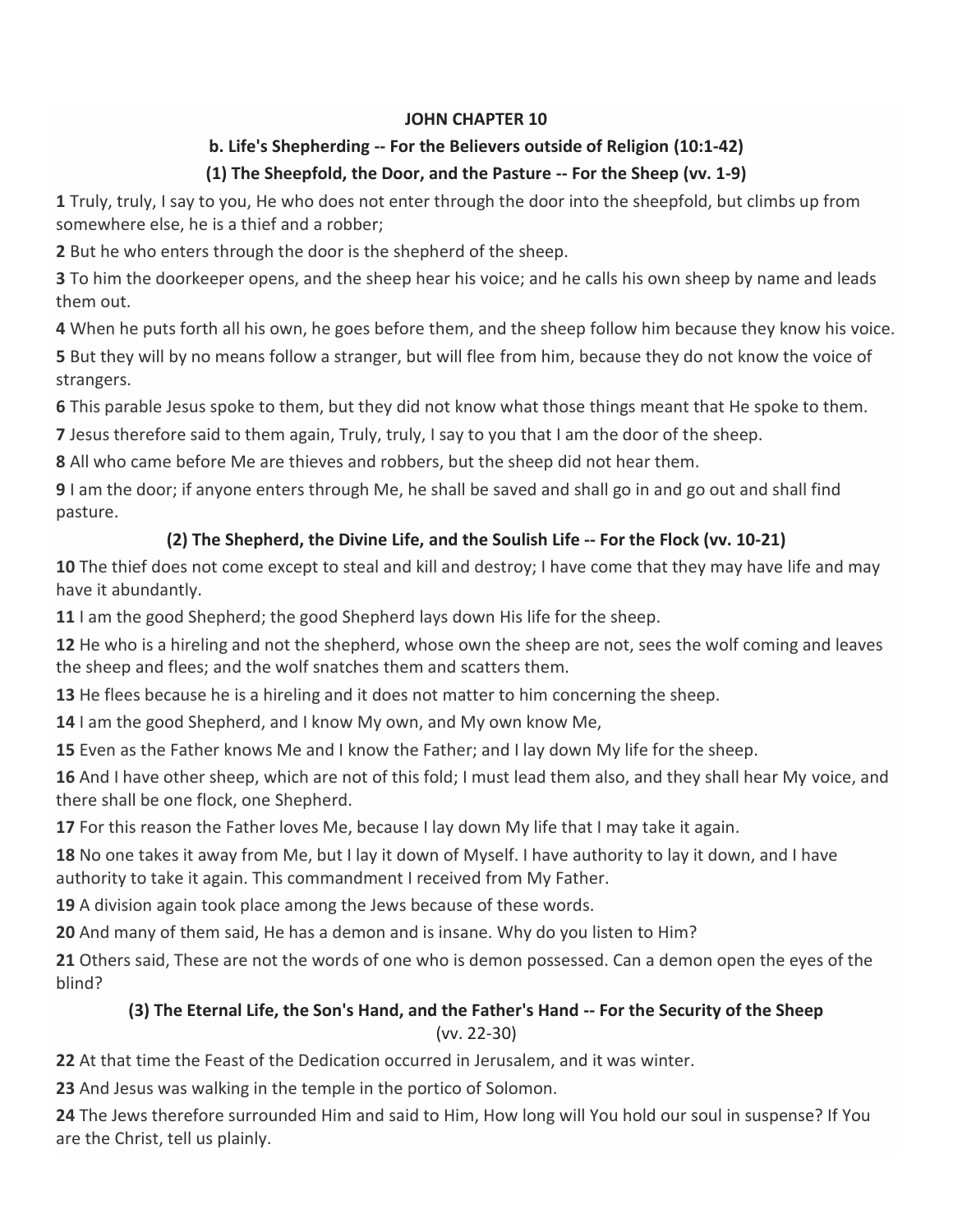# JOHN CHAPTER 10

## b. Life's Shepherding -- For the Believers outside of Religion (10:1-42)

### (1) The Sheepfold, the Door, and the Pasture -- For the Sheep (vv. 1-9)

**1** Truly, truly, I say to you, He who does not enter through the door into the sheepfold, but climbs up from somewhere else, he is a thief and a robber;

**2** But he who enters through the door is the shepherd of the sheep.

**3** To him the doorkeeper opens, and the sheep hear his voice; and he calls his own sheep by name and leads them out.

**4** When he puts forth all his own, he goes before them, and the sheep follow him because they know his voice.

**5** But they will by no means follow a stranger, but will flee from him, because they do not know the voice of strangers.

**6** This parable Jesus spoke to them, but they did not know what those things meant that He spoke to them.

**7** Jesus therefore said to them again, Truly, truly, I say to you that I am the door of the sheep.

**8** All who came before Me are thieves and robbers, but the sheep did not hear them.

**9** I am the door; if anyone enters through Me, he shall be saved and shall go in and go out and shall find pasture.

### (2) The Shepherd, the Divine Life, and the Soulish Life -- For the Flock (vv. 10-21)

**10** The thief does not come except to steal and kill and destroy; I have come that they may have life and may have it abundantly.

**11** I am the good Shepherd; the good Shepherd lays down His life for the sheep.

**12** He who is a hireling and not the shepherd, whose own the sheep are not, sees the wolf coming and leaves the sheep and flees; and the wolf snatches them and scatters them.

**13** He flees because he is a hireling and it does not matter to him concerning the sheep.

**14** I am the good Shepherd, and I know My own, and My own know Me,

**15** Even as the Father knows Me and I know the Father; and I lay down My life for the sheep.

**16** And I have other sheep, which are not of this fold; I must lead them also, and they shall hear My voice, and there shall be one flock, one Shepherd.

**17** For this reason the Father loves Me, because I lay down My life that I may take it again.

**18** No one takes it away from Me, but I lay it down of Myself. I have authority to lay it down, and I have authority to take it again. This commandment I received from My Father.

**19** A division again took place among the Jews because of these words.

**20** And many of them said, He has a demon and is insane. Why do you listen to Him?

**21** Others said, These are not the words of one who is demon possessed. Can a demon open the eyes of the blind?

### (3) The Eternal Life, the Son's Hand, and the Father's Hand -- For the Security of the Sheep (vv. 22-30)

**22** At that time the Feast of the Dedication occurred in Jerusalem, and it was winter.

**23** And Jesus was walking in the temple in the portico of Solomon.

**24** The Jews therefore surrounded Him and said to Him, How long will You hold our soul in suspense? If You are the Christ, tell us plainly.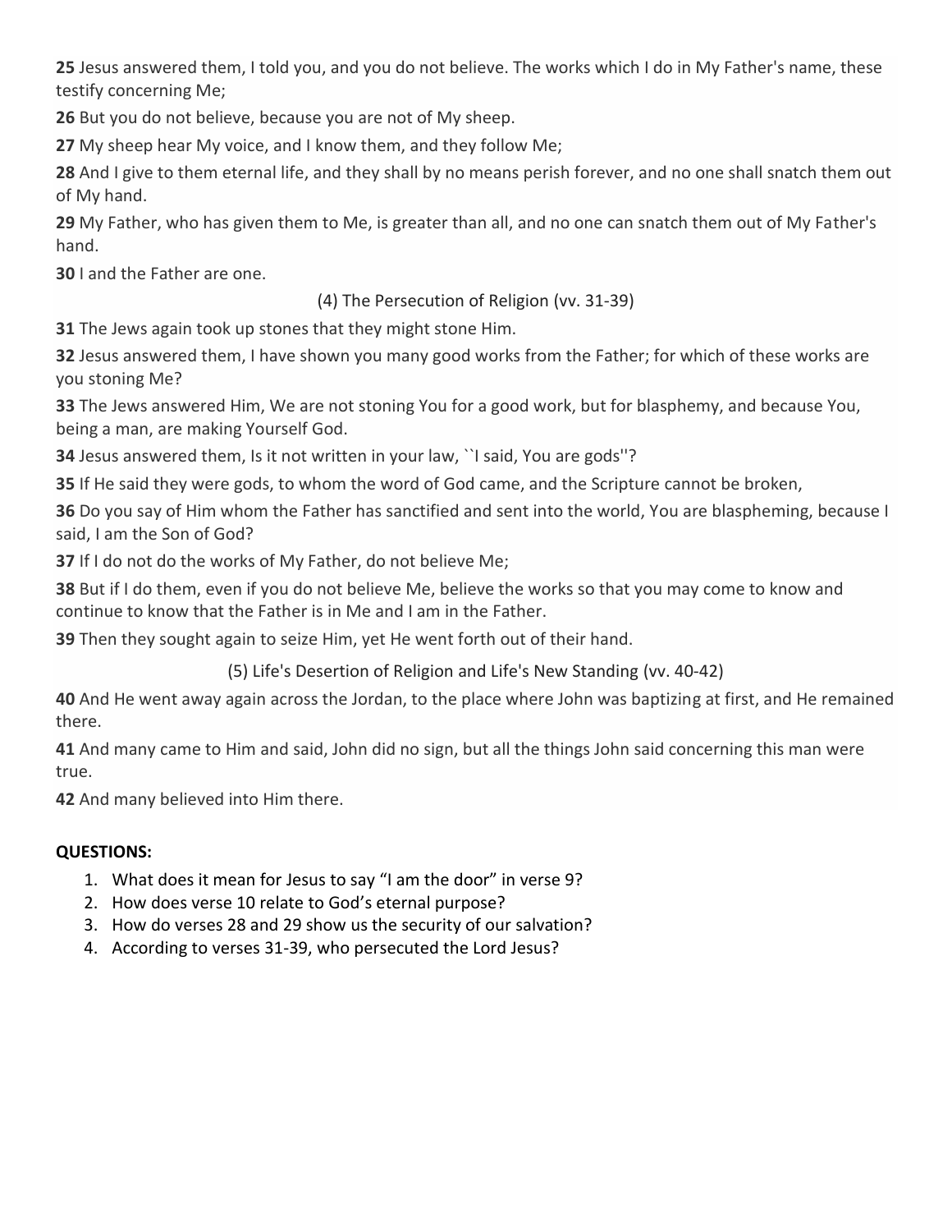**25** Jesus answered them, I told you, and you do not believe. The works which I do in My Father's name, these testify concerning Me;

**26** But you do not believe, because you are not of My sheep.

**27** My sheep hear My voice, and I know them, and they follow Me;

**28** And I give to them eternal life, and they shall by no means perish forever, and no one shall snatch them out of My hand.

**29** My Father, who has given them to Me, is greater than all, and no one can snatch them out of My Father's hand.

**30** I and the Father are one.

(4) The Persecution of Religion (vv. 31-39)

**31** The Jews again took up stones that they might stone Him.

**32** Jesus answered them, I have shown you many good works from the Father; for which of these works are you stoning Me?

**33** The Jews answered Him, We are not stoning You for a good work, but for blasphemy, and because You, being a man, are making Yourself God.

**34** Jesus answered them, Is it not written in your law, ``I said, You are gods''?

**35** If He said they were gods, to whom the word of God came, and the Scripture cannot be broken,

**36** Do you say of Him whom the Father has sanctified and sent into the world, You are blaspheming, because I said, I am the Son of God?

**37** If I do not do the works of My Father, do not believe Me;

**38** But if I do them, even if you do not believe Me, believe the works so that you may come to know and continue to know that the Father is in Me and I am in the Father.

**39** Then they sought again to seize Him, yet He went forth out of their hand.

(5) Life's Desertion of Religion and Life's New Standing (vv. 40-42)

**40** And He went away again across the Jordan, to the place where John was baptizing at first, and He remained there.

**41** And many came to Him and said, John did no sign, but all the things John said concerning this man were true.

**42** And many believed into Him there.

**QUESTIONS:**

1. What does it mean for Jesus to say "I am the door" in verse 9?
2. How does verse 10 relate to God's eternal purpose?
3. How do verses 28 and 29 show us the security of our salvation?
4. According to verses 31-39, who persecuted the Lord Jesus?